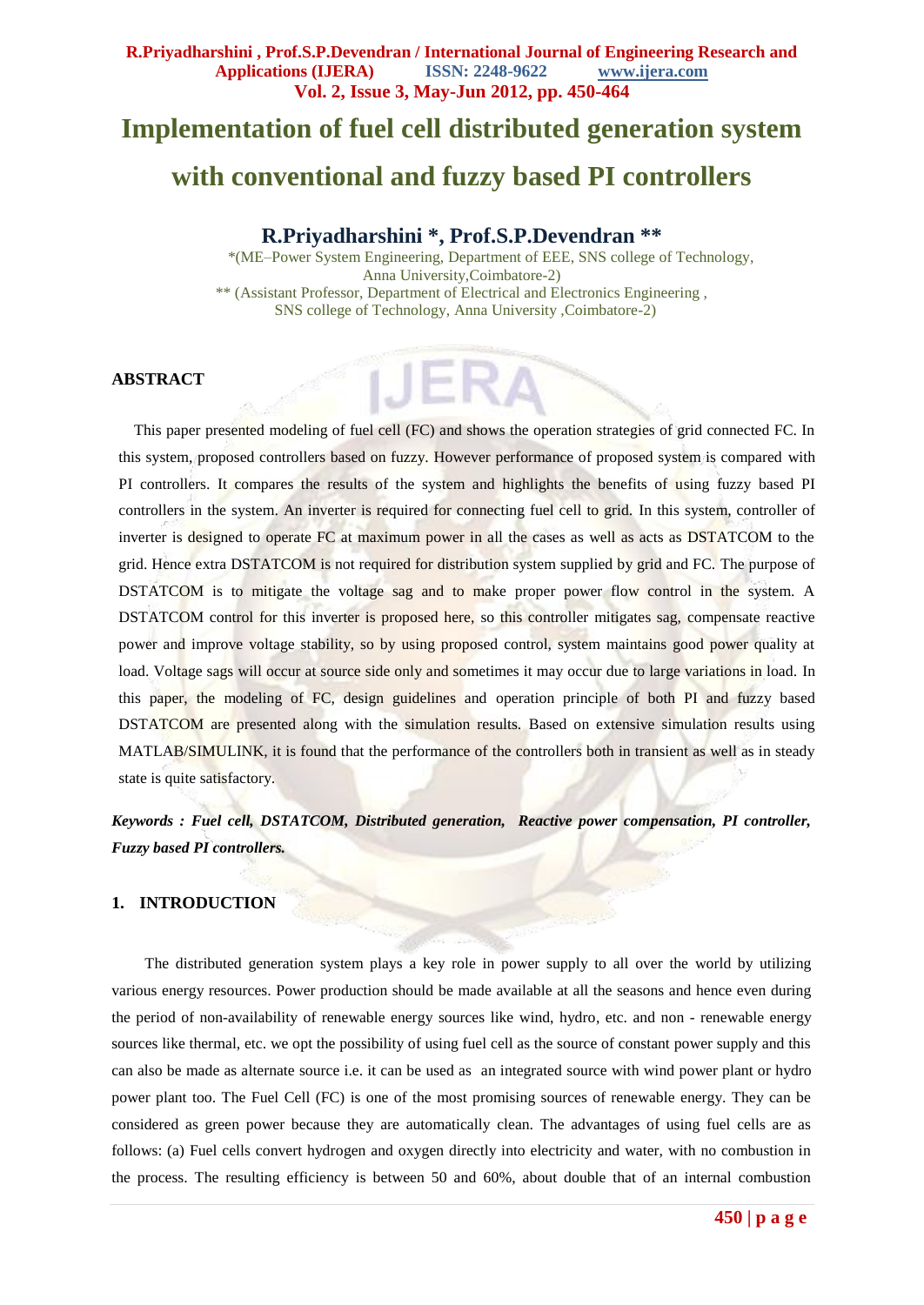# Implementation of fuel cell distributed generation system with conventional and fuzzy based PI controllers

**R.Priyadharshini \*, Prof.S.P.Devendran \*\***

\*(ME–Power System Engineering, Department of EEE, SNS college of Technology, Anna University,Coimbatore-2)

\*\* (Assistant Professor, Department of Electrical and Electronics Engineering , SNS college of Technology, Anna University ,Coimbatore-2)

## ABSTRACT

This paper presented modeling of fuel cell (FC) and shows the operation strategies of grid connected FC. In this system, proposed controllers based on fuzzy. However performance of proposed system is compared with PI controllers. It compares the results of the system and highlights the benefits of using fuzzy based PI controllers in the system. An inverter is required for connecting fuel cell to grid. In this system, controller of inverter is designed to operate FC at maximum power in all the cases as well as acts as DSTATCOM to the grid. Hence extra DSTATCOM is not required for distribution system supplied by grid and FC. The purpose of DSTATCOM is to mitigate the voltage sag and to make proper power flow control in the system. A DSTATCOM control for this inverter is proposed here, so this controller mitigates sag, compensate reactive power and improve voltage stability, so by using proposed control, system maintains good power quality at load. Voltage sags will occur at source side only and sometimes it may occur due to large variations in load. In this paper, the modeling of FC, design guidelines and operation principle of both PI and fuzzy based DSTATCOM are presented along with the simulation results. Based on extensive simulation results using MATLAB/SIMULINK, it is found that the performance of the controllers both in transient as well as in steady state is quite satisfactory.

***Keywords : Fuel cell, DSTATCOM, Distributed generation, Reactive power compensation, PI controller, Fuzzy based PI controllers.***

## 1. INTRODUCTION

The distributed generation system plays a key role in power supply to all over the world by utilizing various energy resources. Power production should be made available at all the seasons and hence even during the period of non-availability of renewable energy sources like wind, hydro, etc. and non - renewable energy sources like thermal, etc. we opt the possibility of using fuel cell as the source of constant power supply and this can also be made as alternate source i.e. it can be used as an integrated source with wind power plant or hydro power plant too. The Fuel Cell (FC) is one of the most promising sources of renewable energy. They can be considered as green power because they are automatically clean. The advantages of using fuel cells are as follows: (a) Fuel cells convert hydrogen and oxygen directly into electricity and water, with no combustion in the process. The resulting efficiency is between 50 and 60%, about double that of an internal combustion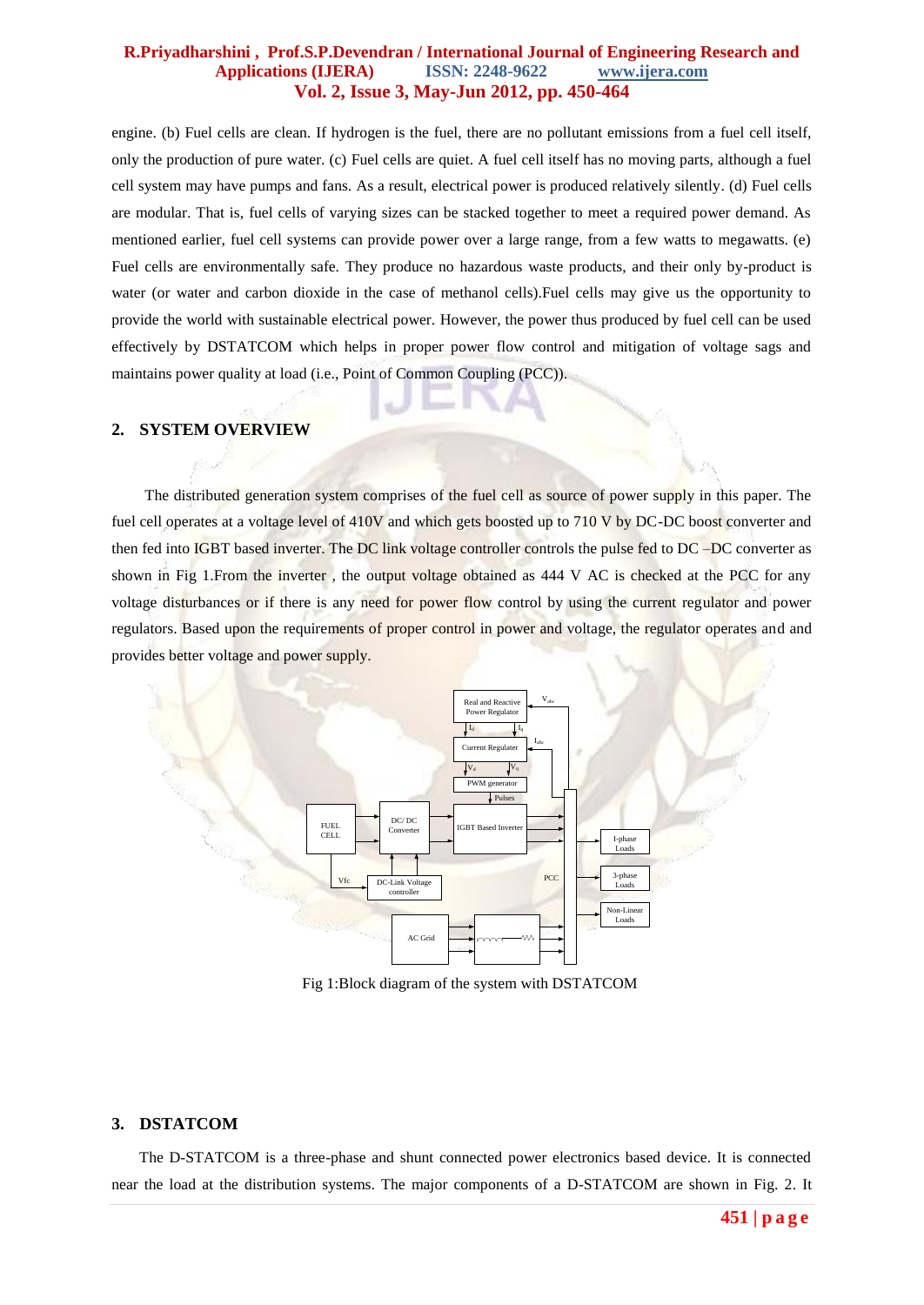engine. (b) Fuel cells are clean. If hydrogen is the fuel, there are no pollutant emissions from a fuel cell itself, only the production of pure water. (c) Fuel cells are quiet. A fuel cell itself has no moving parts, although a fuel cell system may have pumps and fans. As a result, electrical power is produced relatively silently. (d) Fuel cells are modular. That is, fuel cells of varying sizes can be stacked together to meet a required power demand. As mentioned earlier, fuel cell systems can provide power over a large range, from a few watts to megawatts. (e) Fuel cells are environmentally safe. They produce no hazardous waste products, and their only by-product is water (or water and carbon dioxide in the case of methanol cells).Fuel cells may give us the opportunity to provide the world with sustainable electrical power. However, the power thus produced by fuel cell can be used effectively by DSTATCOM which helps in proper power flow control and mitigation of voltage sags and maintains power quality at load (i.e., Point of Common Coupling (PCC)).

## 2. SYSTEM OVERVIEW

The distributed generation system comprises of the fuel cell as source of power supply in this paper. The fuel cell operates at a voltage level of 410V and which gets boosted up to 710 V by DC-DC boost converter and then fed into IGBT based inverter. The DC link voltage controller controls the pulse fed to DC –DC converter as shown in Fig 1.From the inverter , the output voltage obtained as 444 V AC is checked at the PCC for any voltage disturbances or if there is any need for power flow control by using the current regulator and power regulators. Based upon the requirements of proper control in power and voltage, the regulator operates and and provides better voltage and power supply.

Fig 1:Block diagram of the system with DSTATCOM

## 3. DSTATCOM

The D-STATCOM is a three-phase and shunt connected power electronics based device. It is connected near the load at the distribution systems. The major components of a D-STATCOM are shown in Fig. 2. It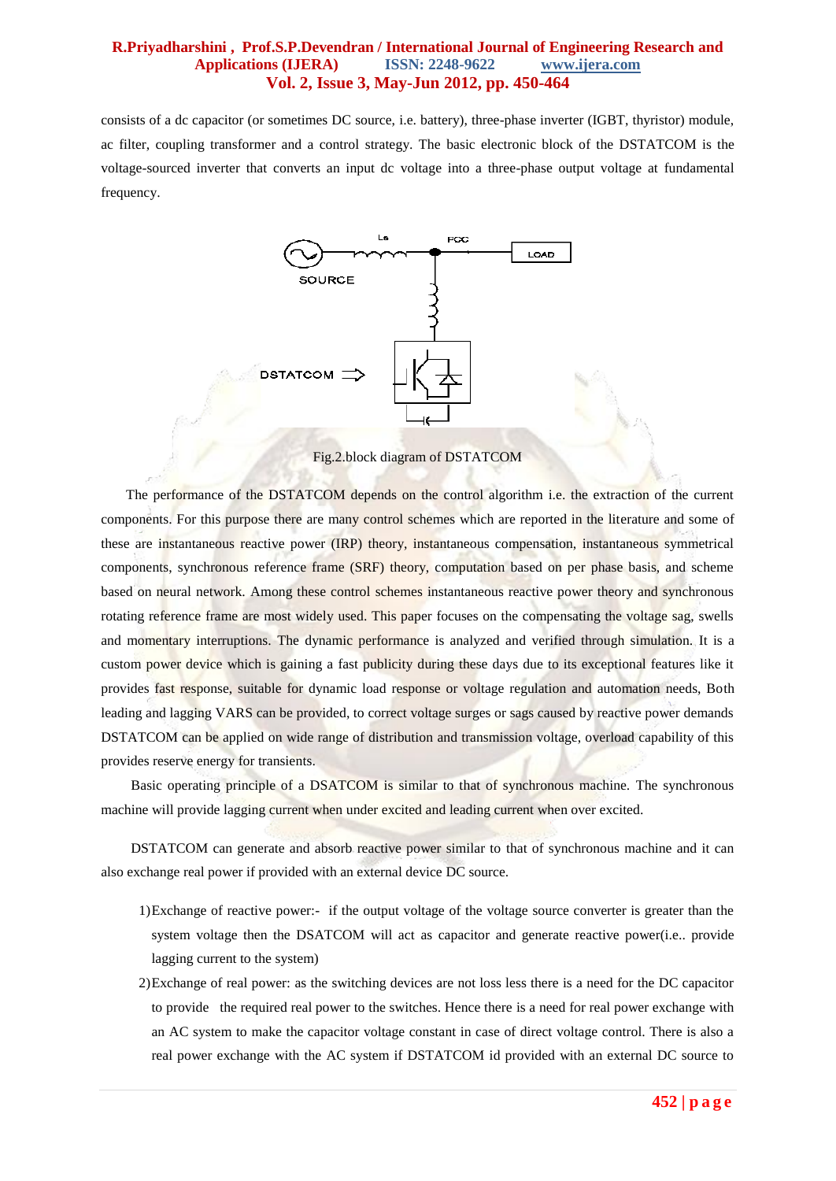consists of a dc capacitor (or sometimes DC source, i.e. battery), three-phase inverter (IGBT, thyristor) module, ac filter, coupling transformer and a control strategy. The basic electronic block of the DSTATCOM is the voltage-sourced inverter that converts an input dc voltage into a three-phase output voltage at fundamental frequency.

Fig.2.block diagram of DSTATCOM

The performance of the DSTATCOM depends on the control algorithm i.e. the extraction of the current components. For this purpose there are many control schemes which are reported in the literature and some of these are instantaneous reactive power (IRP) theory, instantaneous compensation, instantaneous symmetrical components, synchronous reference frame (SRF) theory, computation based on per phase basis, and scheme based on neural network. Among these control schemes instantaneous reactive power theory and synchronous rotating reference frame are most widely used. This paper focuses on the compensating the voltage sag, swells and momentary interruptions. The dynamic performance is analyzed and verified through simulation. It is a custom power device which is gaining a fast publicity during these days due to its exceptional features like it provides fast response, suitable for dynamic load response or voltage regulation and automation needs, Both leading and lagging VARS can be provided, to correct voltage surges or sags caused by reactive power demands DSTATCOM can be applied on wide range of distribution and transmission voltage, overload capability of this provides reserve energy for transients.

Basic operating principle of a DSATCOM is similar to that of synchronous machine. The synchronous machine will provide lagging current when under excited and leading current when over excited.

DSTATCOM can generate and absorb reactive power similar to that of synchronous machine and it can also exchange real power if provided with an external device DC source.

1) Exchange of reactive power:- if the output voltage of the voltage source converter is greater than the system voltage then the DSATCOM will act as capacitor and generate reactive power(i.e.. provide lagging current to the system)
2) Exchange of real power: as the switching devices are not loss less there is a need for the DC capacitor to provide the required real power to the switches. Hence there is a need for real power exchange with an AC system to make the capacitor voltage constant in case of direct voltage control. There is also a real power exchange with the AC system if DSTATCOM id provided with an external DC source to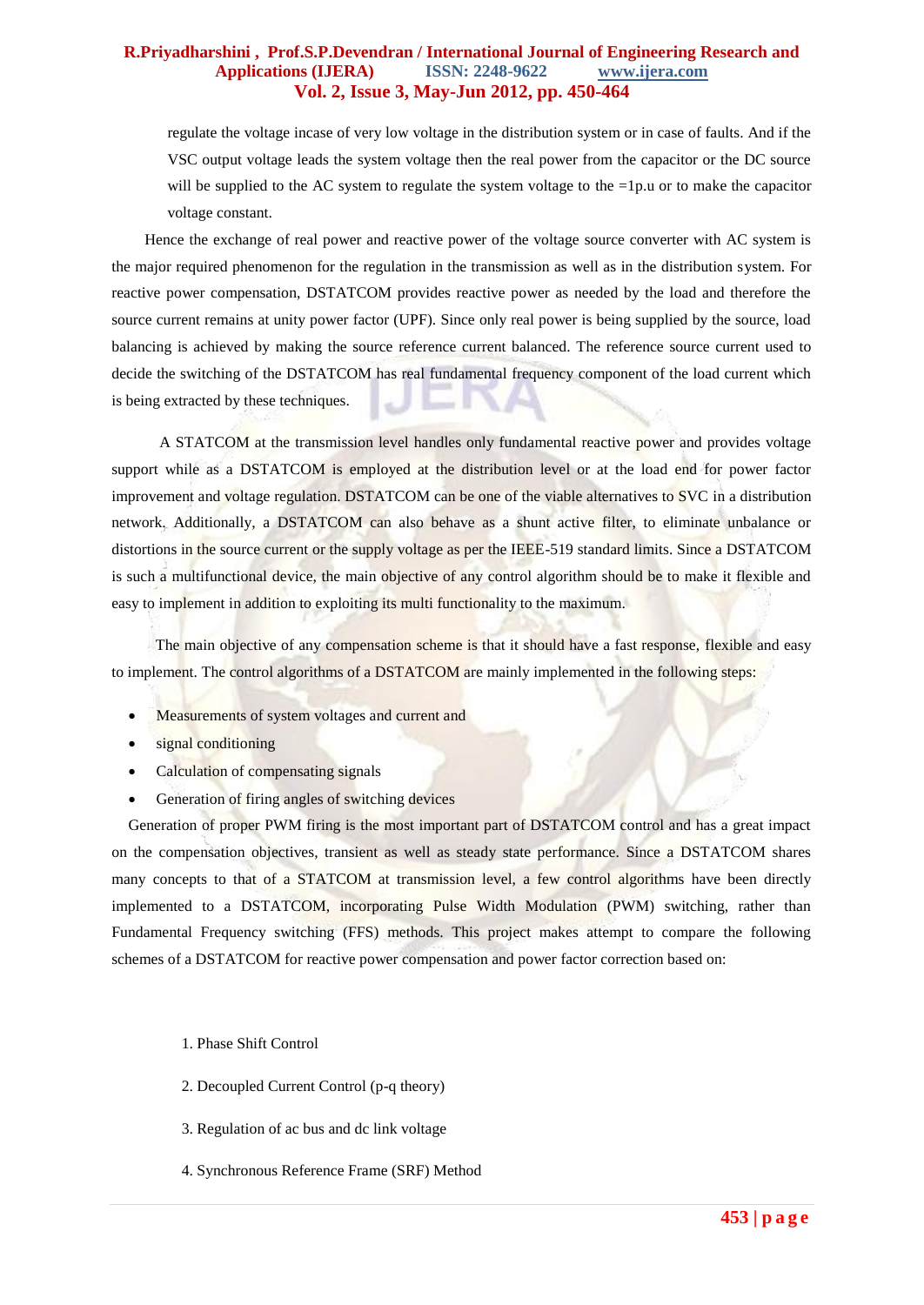regulate the voltage incase of very low voltage in the distribution system or in case of faults. And if the VSC output voltage leads the system voltage then the real power from the capacitor or the DC source will be supplied to the AC system to regulate the system voltage to the =1p.u or to make the capacitor voltage constant.

Hence the exchange of real power and reactive power of the voltage source converter with AC system is the major required phenomenon for the regulation in the transmission as well as in the distribution system. For reactive power compensation, DSTATCOM provides reactive power as needed by the load and therefore the source current remains at unity power factor (UPF). Since only real power is being supplied by the source, load balancing is achieved by making the source reference current balanced. The reference source current used to decide the switching of the DSTATCOM has real fundamental frequency component of the load current which is being extracted by these techniques.

A STATCOM at the transmission level handles only fundamental reactive power and provides voltage support while as a DSTATCOM is employed at the distribution level or at the load end for power factor improvement and voltage regulation. DSTATCOM can be one of the viable alternatives to SVC in a distribution network. Additionally, a DSTATCOM can also behave as a shunt active filter, to eliminate unbalance or distortions in the source current or the supply voltage as per the IEEE-519 standard limits. Since a DSTATCOM is such a multifunctional device, the main objective of any control algorithm should be to make it flexible and easy to implement in addition to exploiting its multi functionality to the maximum.

The main objective of any compensation scheme is that it should have a fast response, flexible and easy to implement. The control algorithms of a DSTATCOM are mainly implemented in the following steps:

- Measurements of system voltages and current and
- signal conditioning
- Calculation of compensating signals
- Generation of firing angles of switching devices

Generation of proper PWM firing is the most important part of DSTATCOM control and has a great impact on the compensation objectives, transient as well as steady state performance. Since a DSTATCOM shares many concepts to that of a STATCOM at transmission level, a few control algorithms have been directly implemented to a DSTATCOM, incorporating Pulse Width Modulation (PWM) switching, rather than Fundamental Frequency switching (FFS) methods. This project makes attempt to compare the following schemes of a DSTATCOM for reactive power compensation and power factor correction based on:

1. Phase Shift Control
2. Decoupled Current Control (p-q theory)
3. Regulation of ac bus and dc link voltage
4. Synchronous Reference Frame (SRF) Method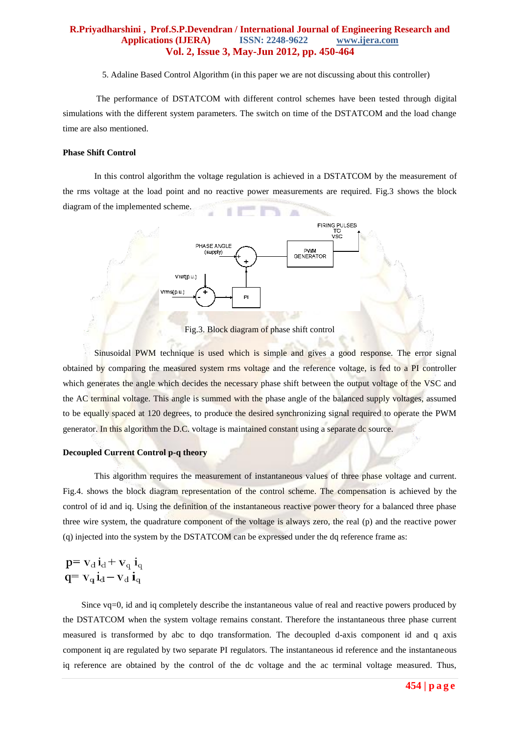5. Adaline Based Control Algorithm (in this paper we are not discussing about this controller)

The performance of DSTATCOM with different control schemes have been tested through digital simulations with the different system parameters. The switch on time of the DSTATCOM and the load change time are also mentioned.

**Phase Shift Control**

In this control algorithm the voltage regulation is achieved in a DSTATCOM by the measurement of the rms voltage at the load point and no reactive power measurements are required. Fig.3 shows the block diagram of the implemented scheme.

Fig.3. Block diagram of phase shift control

Sinusoidal PWM technique is used which is simple and gives a good response. The error signal obtained by comparing the measured system rms voltage and the reference voltage, is fed to a PI controller which generates the angle which decides the necessary phase shift between the output voltage of the VSC and the AC terminal voltage. This angle is summed with the phase angle of the balanced supply voltages, assumed to be equally spaced at 120 degrees, to produce the desired synchronizing signal required to operate the PWM generator. In this algorithm the D.C. voltage is maintained constant using a separate dc source.

**Decoupled Current Control p-q theory**

This algorithm requires the measurement of instantaneous values of three phase voltage and current. Fig.4. shows the block diagram representation of the control scheme. The compensation is achieved by the control of id and iq. Using the definition of the instantaneous reactive power theory for a balanced three phase three wire system, the quadrature component of the voltage is always zero, the real (p) and the reactive power (q) injected into the system by the DSTATCOM can be expressed under the dq reference frame as:

$$p = v_d i_d + v_q i_q$$
$$q = v_q i_d - v_d i_q$$

Since vq=0, id and iq completely describe the instantaneous value of real and reactive powers produced by the DSTATCOM when the system voltage remains constant. Therefore the instantaneous three phase current measured is transformed by abc to dqo transformation. The decoupled d-axis component id and q axis component iq are regulated by two separate PI regulators. The instantaneous id reference and the instantaneous iq reference are obtained by the control of the dc voltage and the ac terminal voltage measured. Thus,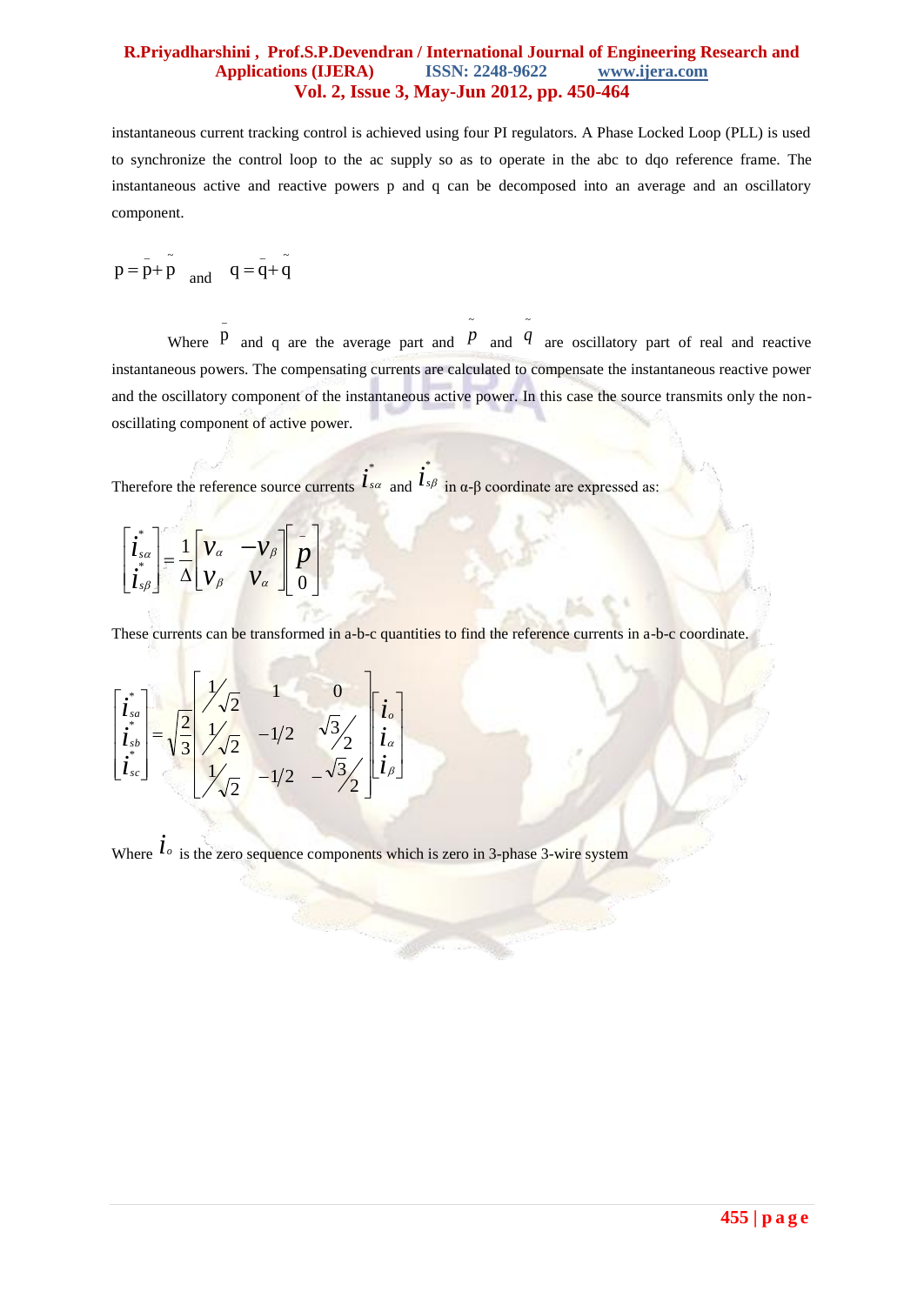instantaneous current tracking control is achieved using four PI regulators. A Phase Locked Loop (PLL) is used to synchronize the control loop to the ac supply so as to operate in the abc to dqo reference frame. The instantaneous active and reactive powers p and q can be decomposed into an average and an oscillatory component.

$$p = \bar{p} + \tilde{p} \quad \text{and} \quad q = \bar{q} + \tilde{q}$$

Where $\bar{p}$ and q are the average part and $\tilde{p}$ and $\tilde{q}$ are oscillatory part of real and reactive instantaneous powers. The compensating currents are calculated to compensate the instantaneous reactive power and the oscillatory component of the instantaneous active power. In this case the source transmits only the non-oscillating component of active power.

Therefore the reference source currents $i_{s\alpha}^{*}$ and $i_{s\beta}^{*}$ in α-β coordinate are expressed as:

$$\begin{bmatrix} i_{s\alpha}^{*} \\ i_{s\beta}^{*} \end{bmatrix} = \frac{1}{\Delta} \begin{bmatrix} v_{\alpha} & -v_{\beta} \\ v_{\beta} & v_{\alpha} \end{bmatrix} \begin{bmatrix} \bar{p} \\ 0 \end{bmatrix}$$

These currents can be transformed in a-b-c quantities to find the reference currents in a-b-c coordinate.

$$\begin{bmatrix} i_{sa}^{*} \\ i_{sb}^{*} \\ i_{sc}^{*} \end{bmatrix} = \sqrt{\frac{2}{3}} \begin{bmatrix} 1/\sqrt{2} & 1 & 0 \\ 1/\sqrt{2} & -1/2 & \sqrt{3}/2 \\ 1/\sqrt{2} & -1/2 & -\sqrt{3}/2 \end{bmatrix} \begin{bmatrix} i_{o} \\ i_{\alpha} \\ i_{\beta} \end{bmatrix}$$

Where $i_o$ is the zero sequence components which is zero in 3-phase 3-wire system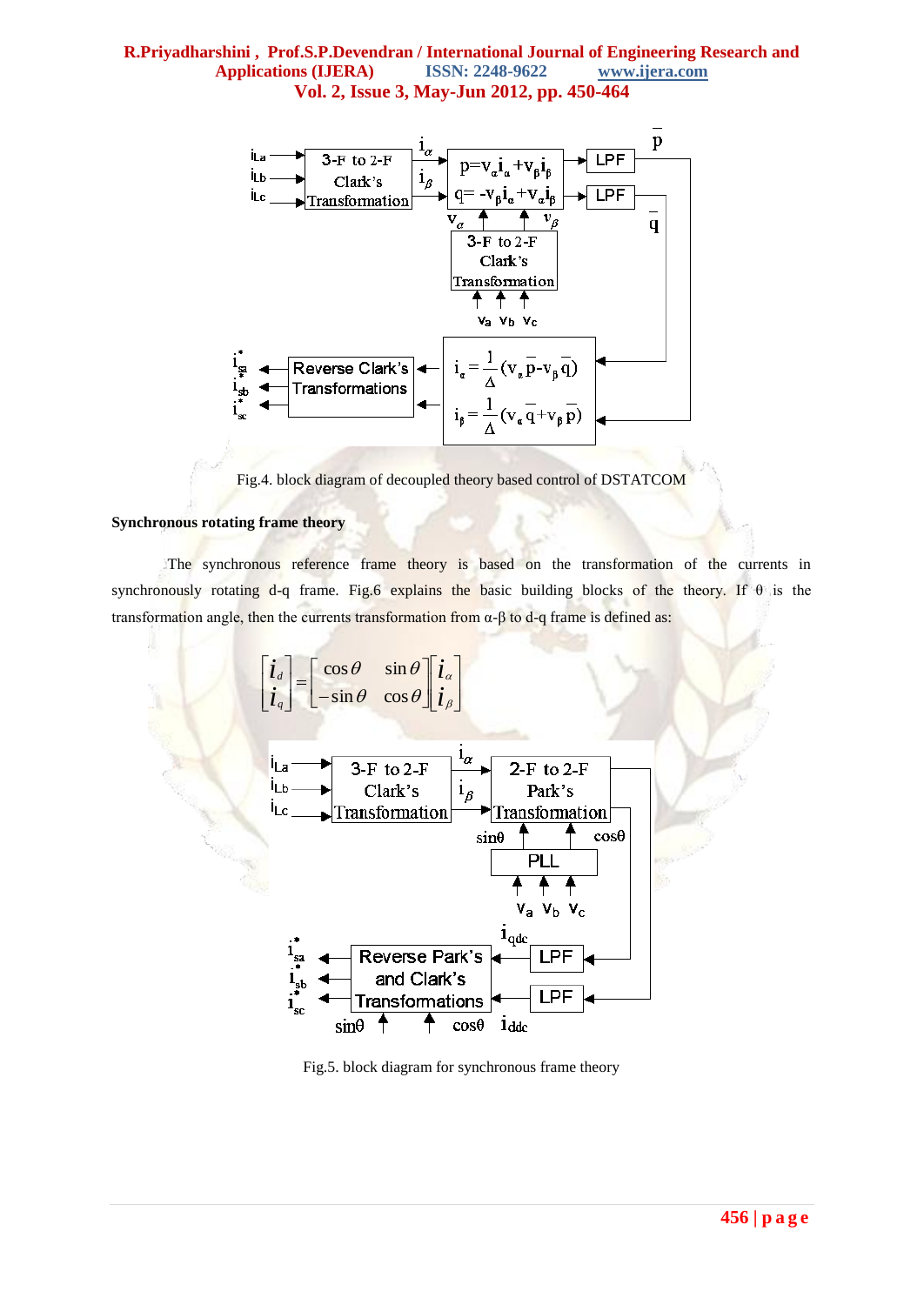Fig.4. block diagram of decoupled theory based control of DSTATCOM

**Synchronous rotating frame theory**

The synchronous reference frame theory is based on the transformation of the currents in synchronously rotating d-q frame. Fig.6 explains the basic building blocks of the theory. If θ is the transformation angle, then the currents transformation from α-β to d-q frame is defined as:

$$\begin{bmatrix} i_d \\ i_q \end{bmatrix} = \begin{bmatrix} \cos\theta & \sin\theta \\ -\sin\theta & \cos\theta \end{bmatrix} \begin{bmatrix} i_\alpha \\ i_\beta \end{bmatrix}$$

Fig.5. block diagram for synchronous frame theory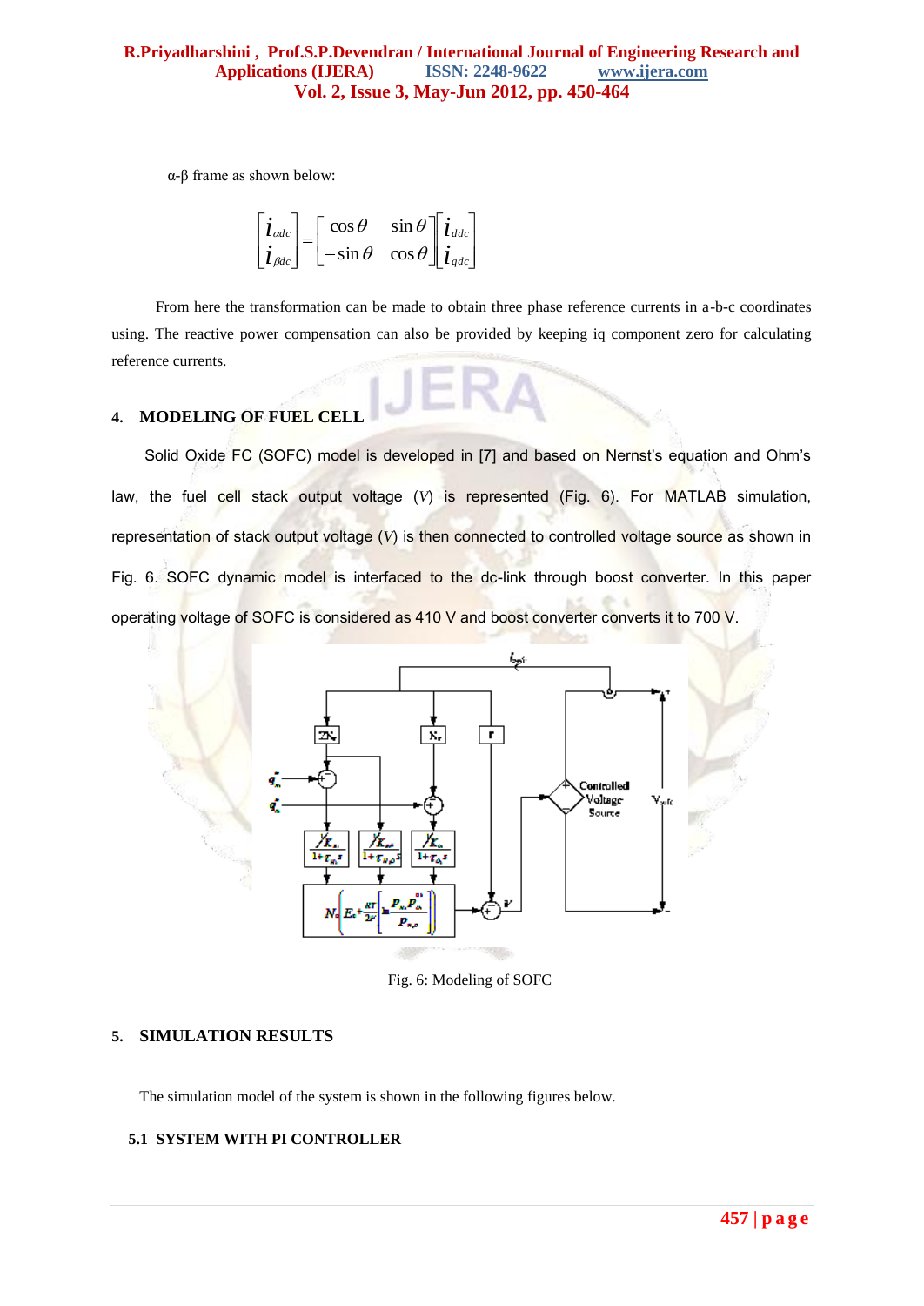α-β frame as shown below:

$$\begin{bmatrix} i_{\alpha dc} \\ i_{\beta dc} \end{bmatrix} = \begin{bmatrix} \cos\theta & \sin\theta \\ -\sin\theta & \cos\theta \end{bmatrix} \begin{bmatrix} i_{ddc} \\ i_{qdc} \end{bmatrix}$$

From here the transformation can be made to obtain three phase reference currents in a-b-c coordinates using. The reactive power compensation can also be provided by keeping iq component zero for calculating reference currents.

## 4. MODELING OF FUEL CELL

Solid Oxide FC (SOFC) model is developed in [7] and based on Nernst's equation and Ohm's law, the fuel cell stack output voltage ($V$) is represented (Fig. 6). For MATLAB simulation, representation of stack output voltage ($V$) is then connected to controlled voltage source as shown in Fig. 6. SOFC dynamic model is interfaced to the dc-link through boost converter. In this paper operating voltage of SOFC is considered as 410 V and boost converter converts it to 700 V.

Fig. 6: Modeling of SOFC

## 5. SIMULATION RESULTS

The simulation model of the system is shown in the following figures below.

### 5.1 SYSTEM WITH PI CONTROLLER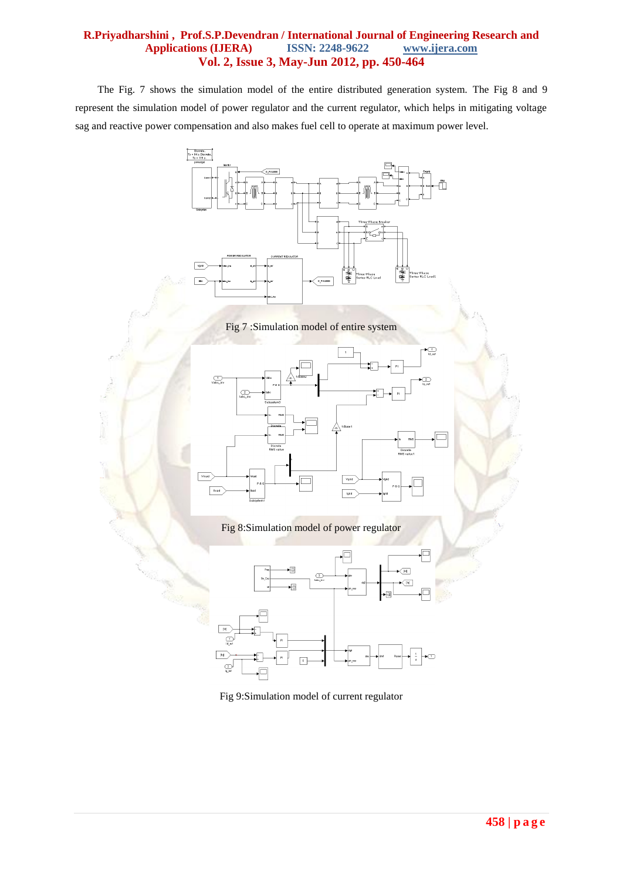The Fig. 7 shows the simulation model of the entire distributed generation system. The Fig 8 and 9 represent the simulation model of power regulator and the current regulator, which helps in mitigating voltage sag and reactive power compensation and also makes fuel cell to operate at maximum power level.

Fig 7 :Simulation model of entire system

Fig 8:Simulation model of power regulator

Fig 9:Simulation model of current regulator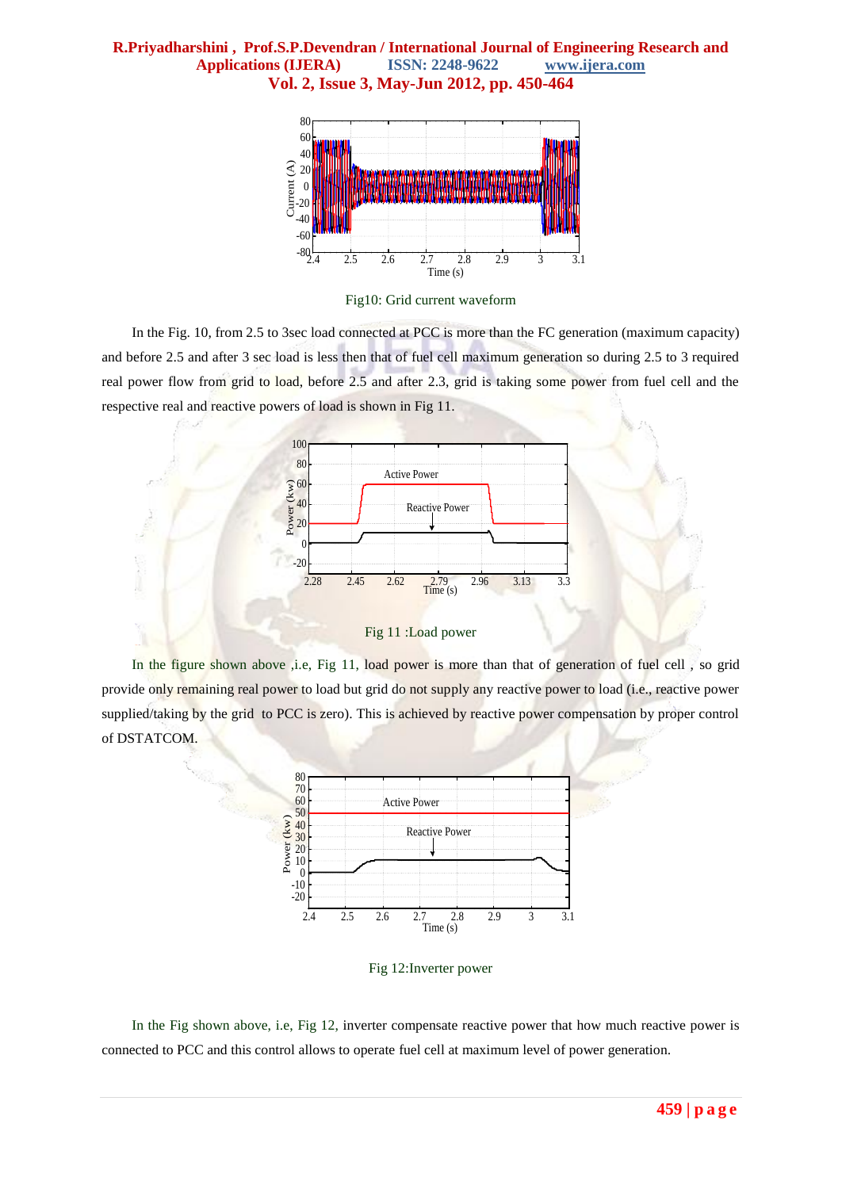Fig10: Grid current waveform

In the Fig. 10, from 2.5 to 3sec load connected at PCC is more than the FC generation (maximum capacity) and before 2.5 and after 3 sec load is less then that of fuel cell maximum generation so during 2.5 to 3 required real power flow from grid to load, before 2.5 and after 2.3, grid is taking some power from fuel cell and the respective real and reactive powers of load is shown in Fig 11.

Fig 11 :Load power

In the figure shown above ,i.e, Fig 11, load power is more than that of generation of fuel cell , so grid provide only remaining real power to load but grid do not supply any reactive power to load (i.e., reactive power supplied/taking by the grid to PCC is zero). This is achieved by reactive power compensation by proper control of DSTATCOM.

Fig 12:Inverter power

In the Fig shown above, i.e, Fig 12, inverter compensate reactive power that how much reactive power is connected to PCC and this control allows to operate fuel cell at maximum level of power generation.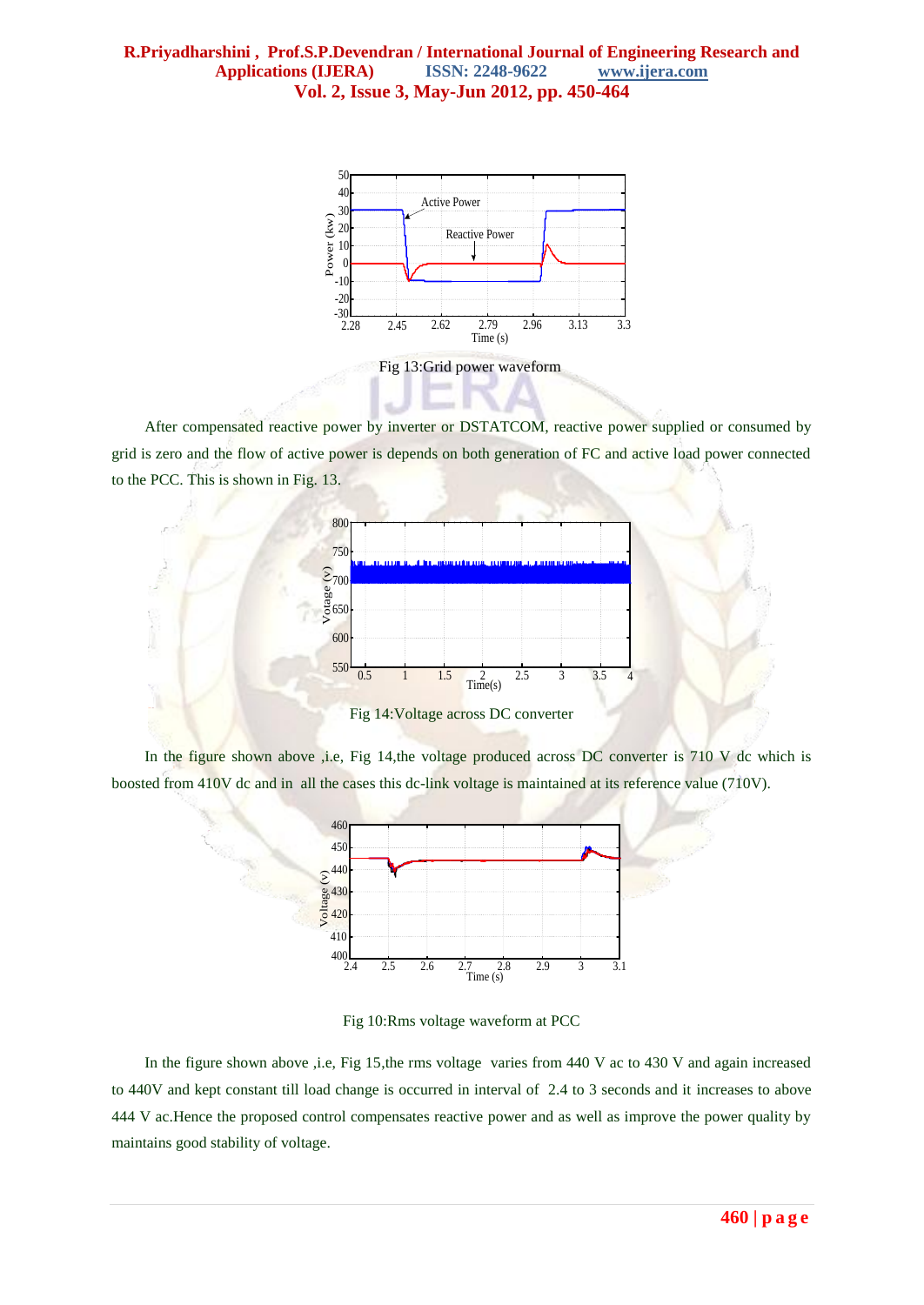Fig 13:Grid power waveform

After compensated reactive power by inverter or DSTATCOM, reactive power supplied or consumed by grid is zero and the flow of active power is depends on both generation of FC and active load power connected to the PCC. This is shown in Fig. 13.

Fig 14:Voltage across DC converter

In the figure shown above ,i.e, Fig 14,the voltage produced across DC converter is 710 V dc which is boosted from 410V dc and in all the cases this dc-link voltage is maintained at its reference value (710V).

Fig 10:Rms voltage waveform at PCC

In the figure shown above ,i.e, Fig 15,the rms voltage varies from 440 V ac to 430 V and again increased to 440V and kept constant till load change is occurred in interval of 2.4 to 3 seconds and it increases to above 444 V ac.Hence the proposed control compensates reactive power and as well as improve the power quality by maintains good stability of voltage.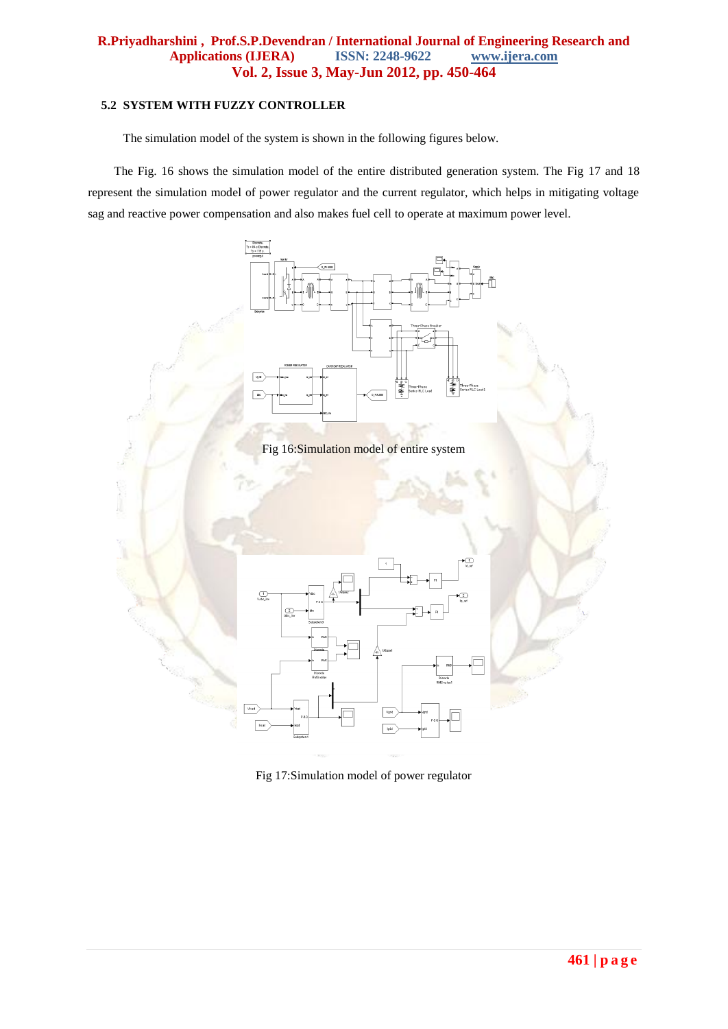### 5.2 SYSTEM WITH FUZZY CONTROLLER

The simulation model of the system is shown in the following figures below.

The Fig. 16 shows the simulation model of the entire distributed generation system. The Fig 17 and 18 represent the simulation model of power regulator and the current regulator, which helps in mitigating voltage sag and reactive power compensation and also makes fuel cell to operate at maximum power level.

Fig 16:Simulation model of entire system

Fig 17:Simulation model of power regulator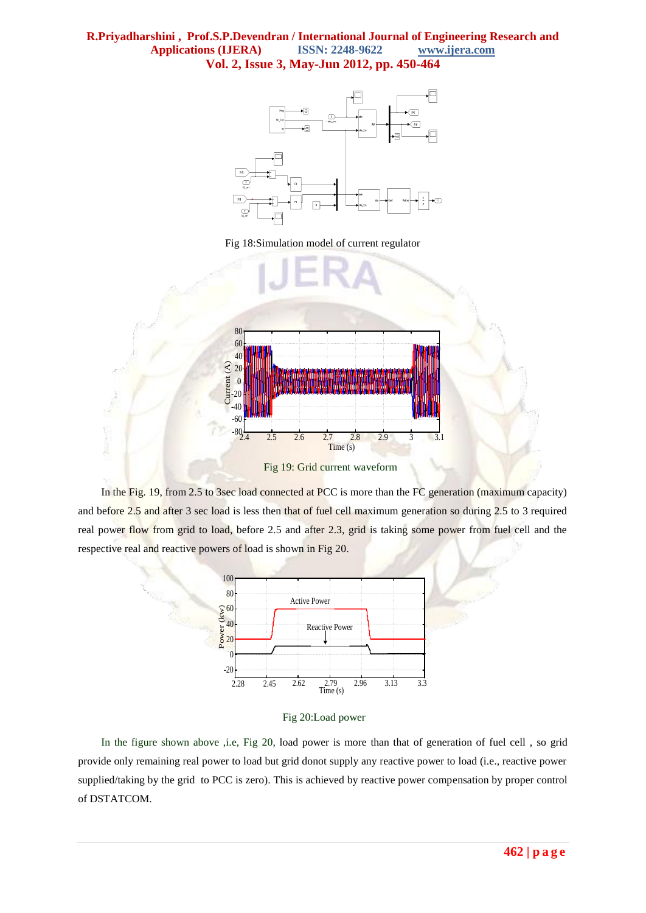Fig 18:Simulation model of current regulator

Fig 19: Grid current waveform

In the Fig. 19, from 2.5 to 3sec load connected at PCC is more than the FC generation (maximum capacity) and before 2.5 and after 3 sec load is less then that of fuel cell maximum generation so during 2.5 to 3 required real power flow from grid to load, before 2.5 and after 2.3, grid is taking some power from fuel cell and the respective real and reactive powers of load is shown in Fig 20.

Fig 20:Load power

In the figure shown above ,i.e, Fig 20, load power is more than that of generation of fuel cell , so grid provide only remaining real power to load but grid donot supply any reactive power to load (i.e., reactive power supplied/taking by the grid to PCC is zero). This is achieved by reactive power compensation by proper control of DSTATCOM.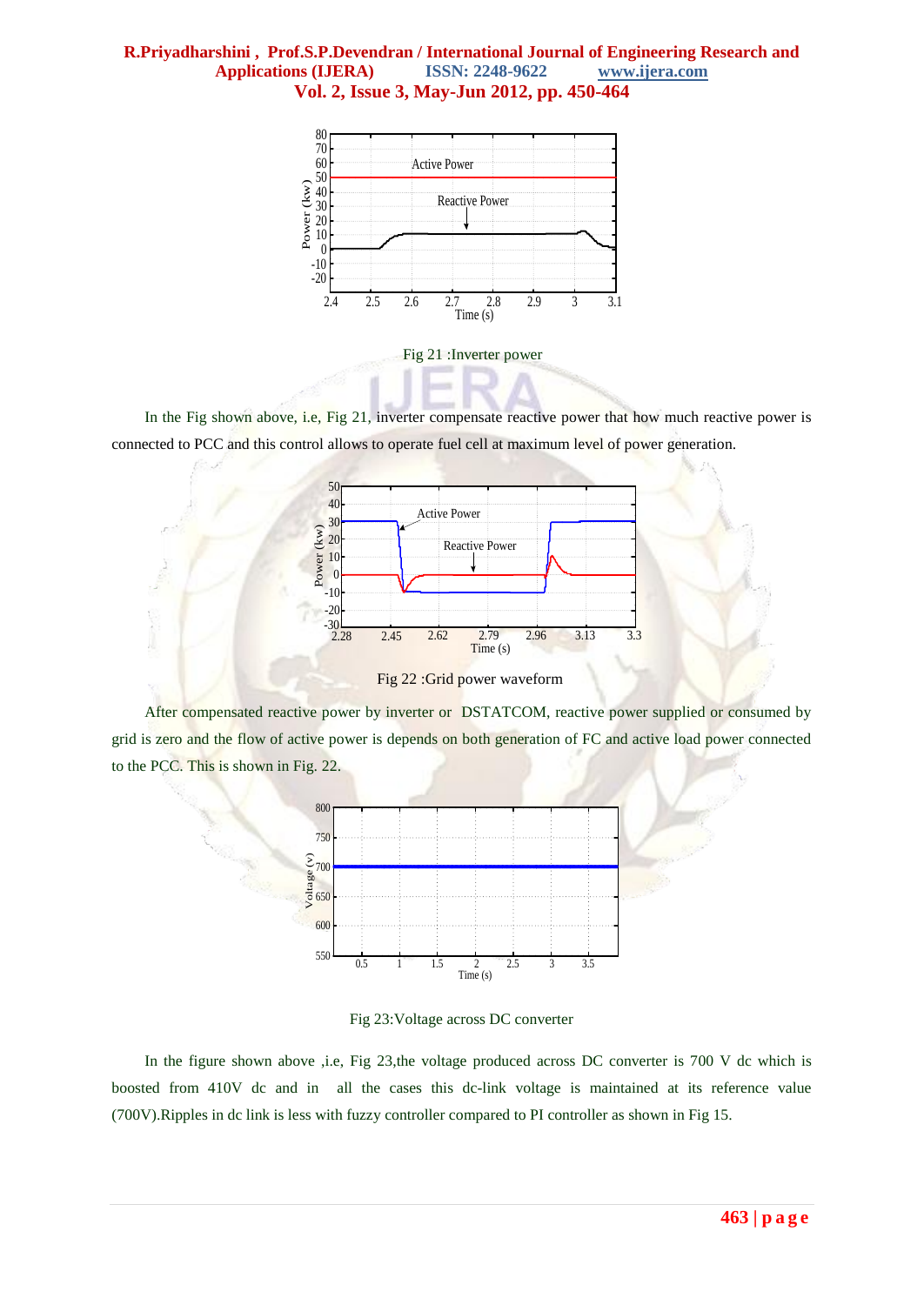Fig 21 :Inverter power

In the Fig shown above, i.e, Fig 21, inverter compensate reactive power that how much reactive power is connected to PCC and this control allows to operate fuel cell at maximum level of power generation.

Fig 22 :Grid power waveform

After compensated reactive power by inverter or DSTATCOM, reactive power supplied or consumed by grid is zero and the flow of active power is depends on both generation of FC and active load power connected to the PCC. This is shown in Fig. 22.

Fig 23:Voltage across DC converter

In the figure shown above ,i.e, Fig 23,the voltage produced across DC converter is 700 V dc which is boosted from 410V dc and in all the cases this dc-link voltage is maintained at its reference value (700V).Ripples in dc link is less with fuzzy controller compared to PI controller as shown in Fig 15.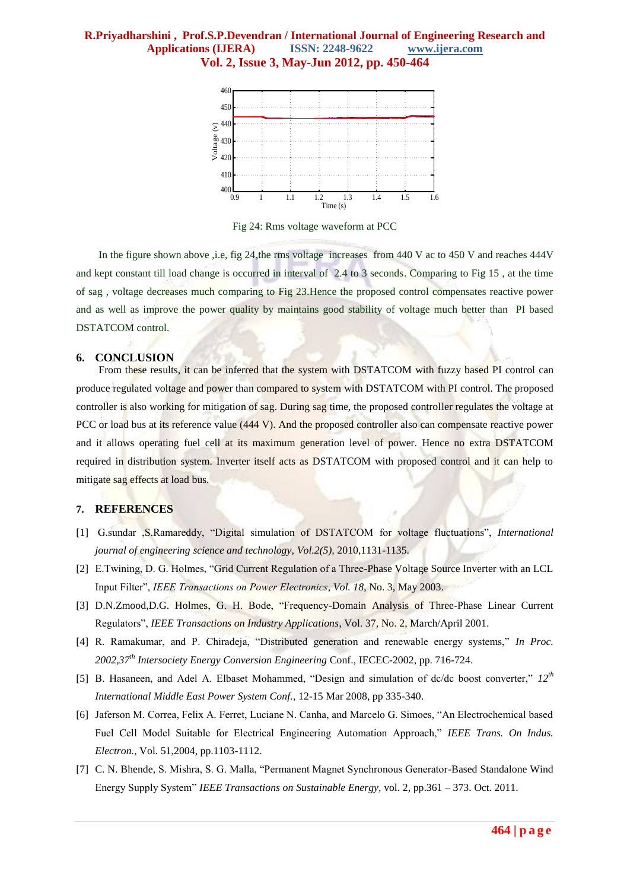460
450
440
430
420
410
400
0.9 1 1.1 1.2 1.3 1.4 1.5 1.6
Voltage (v)
Time (s)

Fig 24: Rms voltage waveform at PCC

In the figure shown above ,i.e, fig 24,the rms voltage increases from 440 V ac to 450 V and reaches 444V and kept constant till load change is occurred in interval of 2.4 to 3 seconds. Comparing to Fig 15 , at the time of sag , voltage decreases much comparing to Fig 23.Hence the proposed control compensates reactive power and as well as improve the power quality by maintains good stability of voltage much better than PI based DSTATCOM control.

## 6. CONCLUSION

From these results, it can be inferred that the system with DSTATCOM with fuzzy based PI control can produce regulated voltage and power than compared to system with DSTATCOM with PI control. The proposed controller is also working for mitigation of sag. During sag time, the proposed controller regulates the voltage at PCC or load bus at its reference value (444 V). And the proposed controller also can compensate reactive power and it allows operating fuel cell at its maximum generation level of power. Hence no extra DSTATCOM required in distribution system. Inverter itself acts as DSTATCOM with proposed control and it can help to mitigate sag effects at load bus.

## 7. REFERENCES

[1] G.sundar ,S.Ramareddy, "Digital simulation of DSTATCOM for voltage fluctuations", *International journal of engineering science and technology, Vol.2(5),* 2010,1131-1135.

[2] E.Twining, D. G. Holmes, "Grid Current Regulation of a Three-Phase Voltage Source Inverter with an LCL Input Filter", *IEEE Transactions on Power Electronics*, *Vol. 18*, No. 3, May 2003.

[3] D.N.Zmood,D.G. Holmes, G. H. Bode, "Frequency-Domain Analysis of Three-Phase Linear Current Regulators", *IEEE Transactions on Industry Applications*, Vol. 37, No. 2, March/April 2001.

[4] R. Ramakumar, and P. Chiradeja, "Distributed generation and renewable energy systems," *In Proc. 2002,37th Intersociety Energy Conversion Engineering* Conf., IECEC-2002, pp. 716-724.

[5] B. Hasaneen, and Adel A. Elbaset Mohammed, "Design and simulation of dc/dc boost converter," *12th International Middle East Power System Conf.*, 12-15 Mar 2008, pp 335-340.

[6] Jaferson M. Correa, Felix A. Ferret, Luciane N. Canha, and Marcelo G. Simoes, "An Electrochemical based Fuel Cell Model Suitable for Electrical Engineering Automation Approach," *IEEE Trans. On Indus. Electron.*, Vol. 51,2004, pp.1103-1112.

[7] C. N. Bhende, S. Mishra, S. G. Malla, "Permanent Magnet Synchronous Generator-Based Standalone Wind Energy Supply System" *IEEE Transactions on Sustainable Energy*, vol. 2, pp.361 – 373. Oct. 2011.